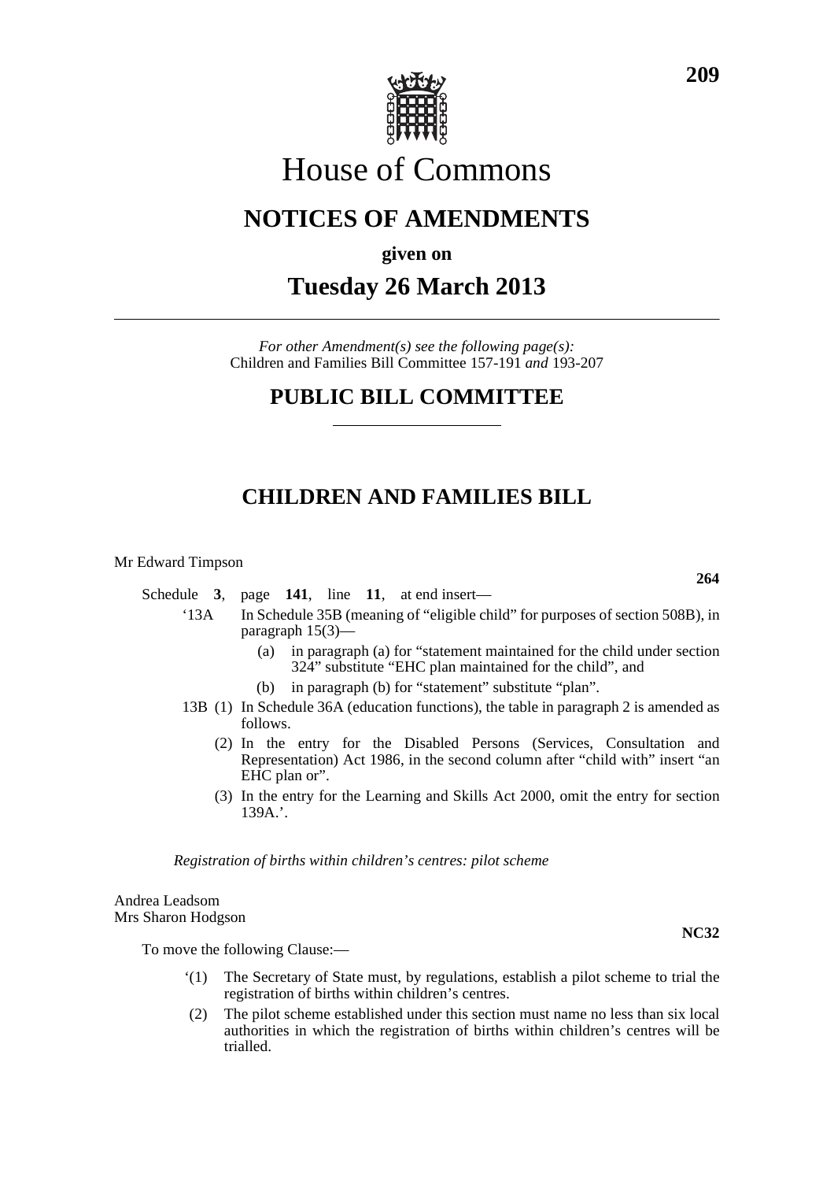# House of Commons

## NOTICES OF AMENDMENTS

**given on**

## Tuesday 26 March 2013

*For other Amendment(s) see the following page(s):*
Children and Families Bill Committee 157-191 *and* 193-207

## PUBLIC BILL COMMITTEE

## CHILDREN AND FAMILIES BILL

Mr Edward Timpson

**264**

Schedule **3**, page **141**, line **11**, at end insert—

'13A In Schedule 35B (meaning of "eligible child" for purposes of section 508B), in paragraph 15(3)—

(a) in paragraph (a) for "statement maintained for the child under section 324" substitute "EHC plan maintained for the child", and

(b) in paragraph (b) for "statement" substitute "plan".

13B (1) In Schedule 36A (education functions), the table in paragraph 2 is amended as follows.

(2) In the entry for the Disabled Persons (Services, Consultation and Representation) Act 1986, in the second column after "child with" insert "an EHC plan or".

(3) In the entry for the Learning and Skills Act 2000, omit the entry for section 139A.'.

*Registration of births within children's centres: pilot scheme*

Andrea Leadsom
Mrs Sharon Hodgson

**NC32**

To move the following Clause:—

'(1) The Secretary of State must, by regulations, establish a pilot scheme to trial the registration of births within children's centres.

(2) The pilot scheme established under this section must name no less than six local authorities in which the registration of births within children's centres will be trialled.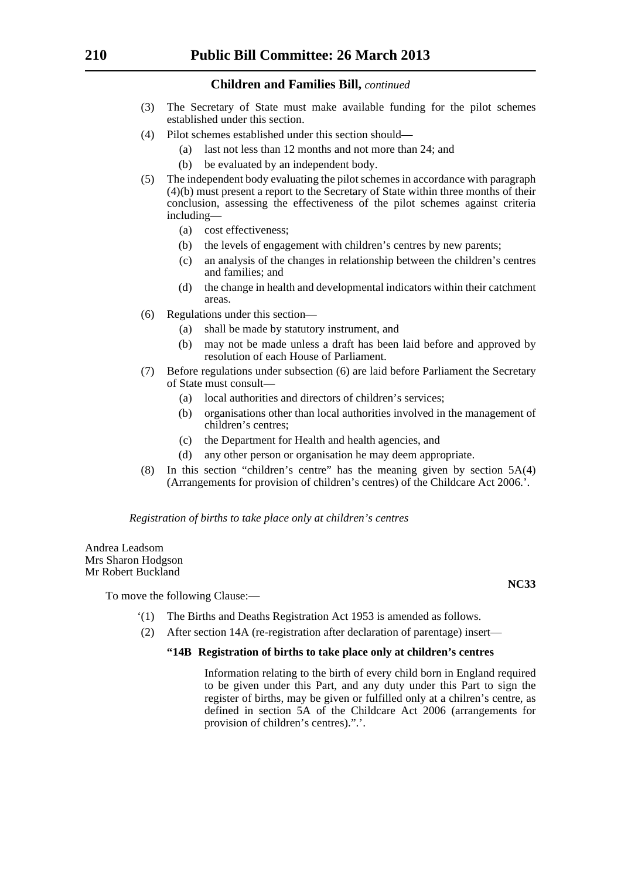**Children and Families Bill,** *continued*

(3) The Secretary of State must make available funding for the pilot schemes established under this section.

(4) Pilot schemes established under this section should—

(a) last not less than 12 months and not more than 24; and

(b) be evaluated by an independent body.

(5) The independent body evaluating the pilot schemes in accordance with paragraph (4)(b) must present a report to the Secretary of State within three months of their conclusion, assessing the effectiveness of the pilot schemes against criteria including—

(a) cost effectiveness;

(b) the levels of engagement with children's centres by new parents;

(c) an analysis of the changes in relationship between the children's centres and families; and

(d) the change in health and developmental indicators within their catchment areas.

(6) Regulations under this section—

(a) shall be made by statutory instrument, and

(b) may not be made unless a draft has been laid before and approved by resolution of each House of Parliament.

(7) Before regulations under subsection (6) are laid before Parliament the Secretary of State must consult—

(a) local authorities and directors of children's services;

(b) organisations other than local authorities involved in the management of children's centres;

(c) the Department for Health and health agencies, and

(d) any other person or organisation he may deem appropriate.

(8) In this section "children's centre" has the meaning given by section 5A(4) (Arrangements for provision of children's centres) of the Childcare Act 2006.'.

*Registration of births to take place only at children's centres*

Andrea Leadsom
Mrs Sharon Hodgson
Mr Robert Buckland

**NC33**

To move the following Clause:—

'(1) The Births and Deaths Registration Act 1953 is amended as follows.

(2) After section 14A (re-registration after declaration of parentage) insert—

**"14B Registration of births to take place only at children's centres**

Information relating to the birth of every child born in England required to be given under this Part, and any duty under this Part to sign the register of births, may be given or fulfilled only at a chilren's centre, as defined in section 5A of the Childcare Act 2006 (arrangements for provision of children's centres).".'.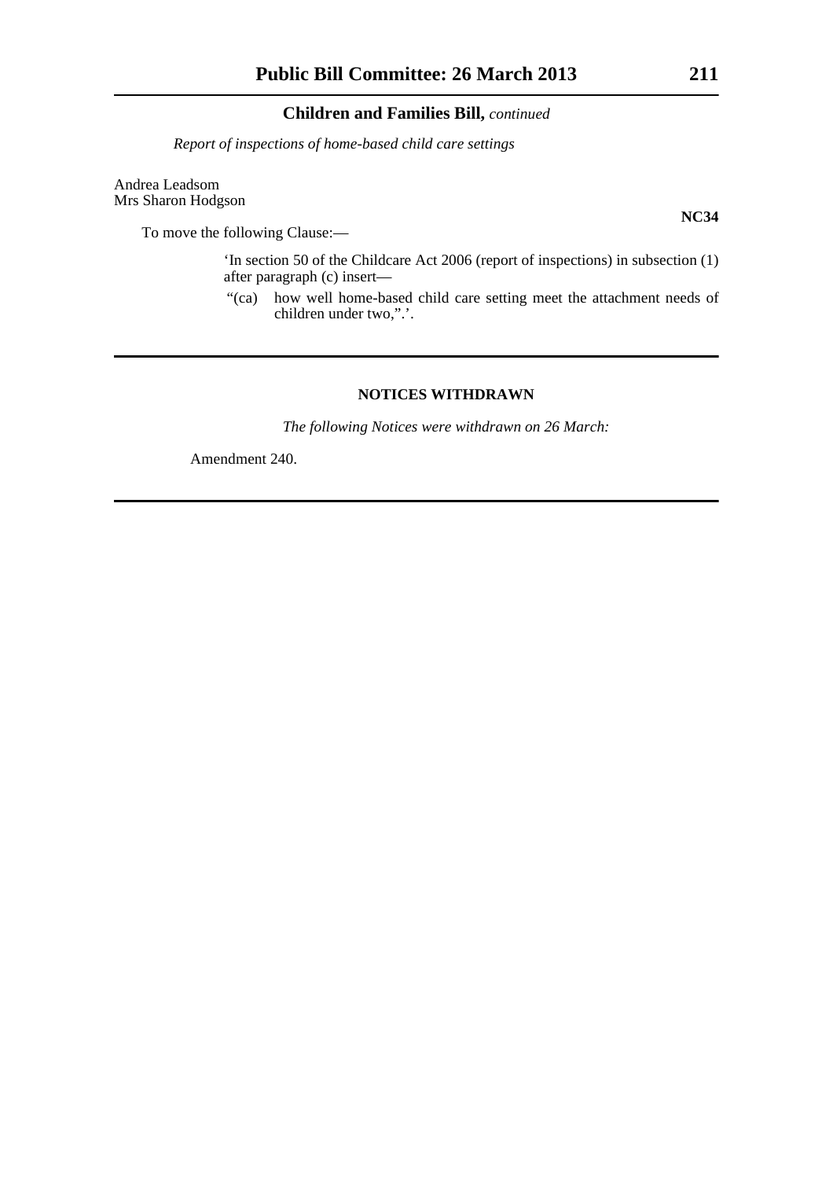*Report of inspections of home-based child care settings*

Andrea Leadsom
Mrs Sharon Hodgson

**NC34**

To move the following Clause:—

> 'In section 50 of the Childcare Act 2006 (report of inspections) in subsection (1) after paragraph (c) insert—
>
> "(ca) how well home-based child care setting meet the attachment needs of children under two,".'.

---

## NOTICES WITHDRAWN

*The following Notices were withdrawn on 26 March:*

Amendment 240.